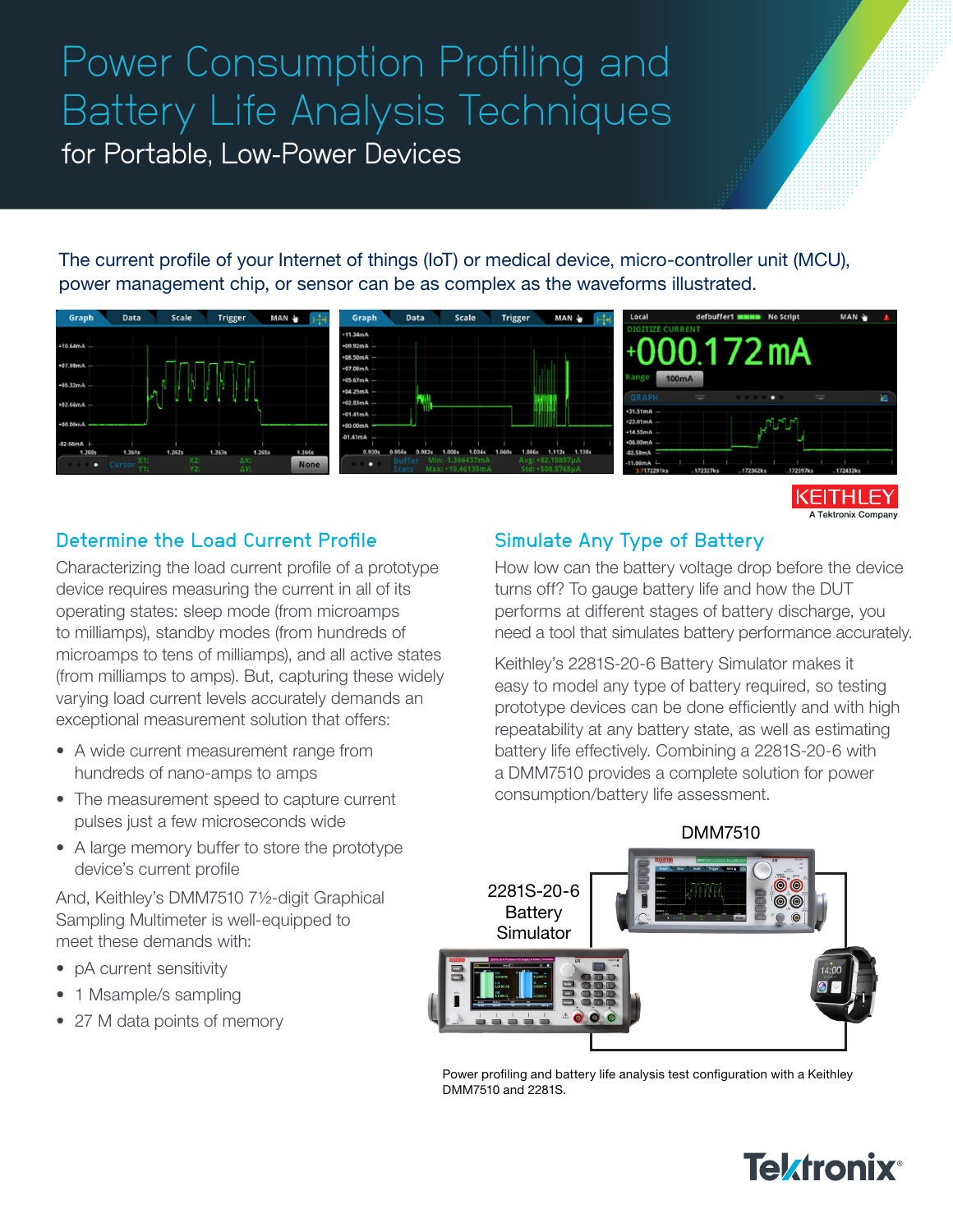# Power Consumption Profiling and Battery Life Analysis Techniques

## for Portable, Low-Power Devices

The current profile of your Internet of things (IoT) or medical device, micro-controller unit (MCU), power management chip, or sensor can be as complex as the waveforms illustrated.

### Determine the Load Current Profile

Characterizing the load current profile of a prototype device requires measuring the current in all of its operating states: sleep mode (from microamps to milliamps), standby modes (from hundreds of microamps to tens of milliamps), and all active states (from milliamps to amps). But, capturing these widely varying load current levels accurately demands an exceptional measurement solution that offers:

- A wide current measurement range from hundreds of nano-amps to amps
- The measurement speed to capture current pulses just a few microseconds wide
- A large memory buffer to store the prototype device's current profile

And, Keithley's DMM7510 7½-digit Graphical Sampling Multimeter is well-equipped to meet these demands with:

- pA current sensitivity
- 1 Msample/s sampling
- 27 M data points of memory

### Simulate Any Type of Battery

How low can the battery voltage drop before the device turns off? To gauge battery life and how the DUT performs at different stages of battery discharge, you need a tool that simulates battery performance accurately.

Keithley's 2281S-20-6 Battery Simulator makes it easy to model any type of battery required, so testing prototype devices can be done efficiently and with high repeatability at any battery state, as well as estimating battery life effectively. Combining a 2281S-20-6 with a DMM7510 provides a complete solution for power consumption/battery life assessment.

Power profiling and battery life analysis test configuration with a Keithley DMM7510 and 2281S.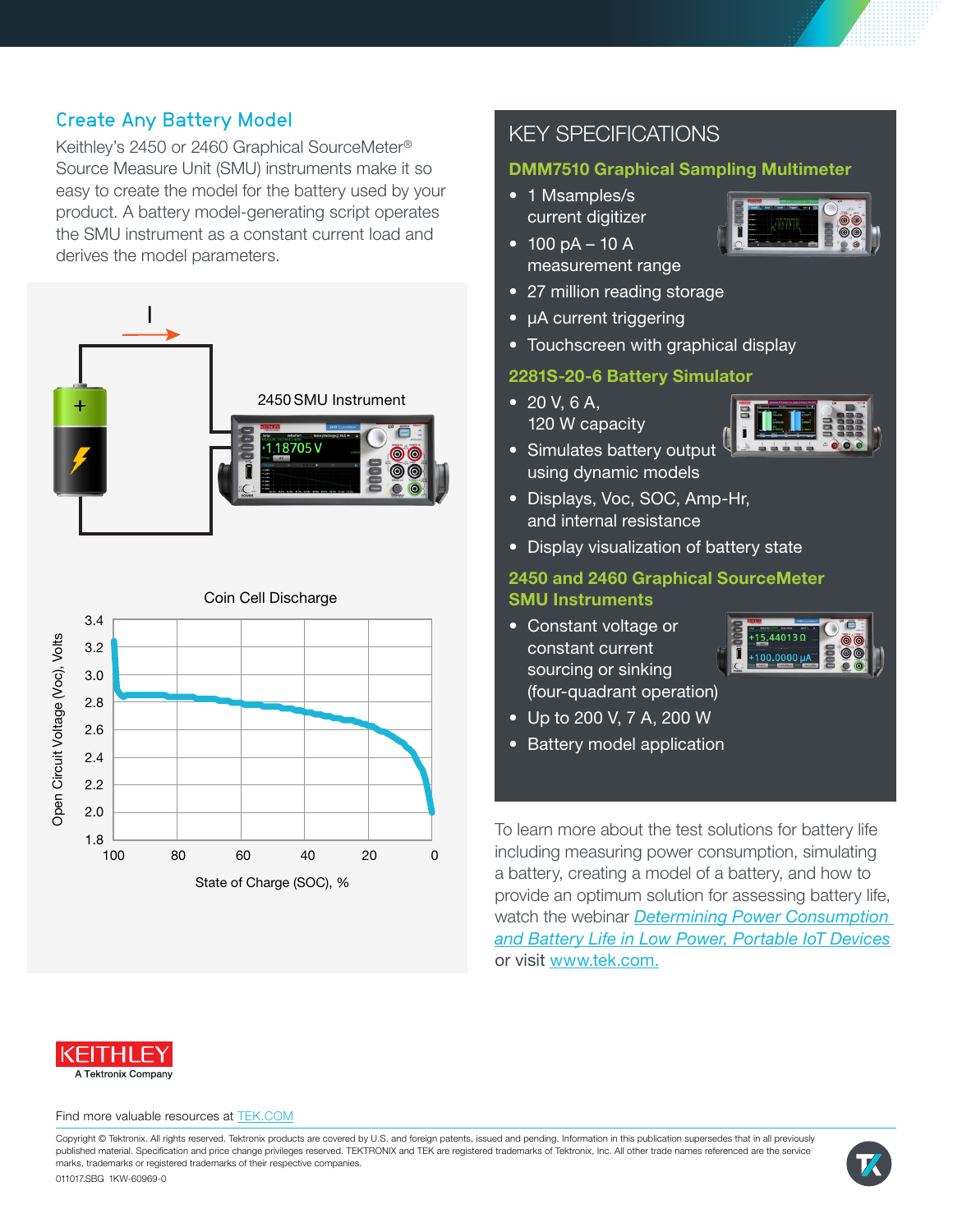## Create Any Battery Model

Keithley's 2450 or 2460 Graphical SourceMeter® Source Measure Unit (SMU) instruments make it so easy to create the model for the battery used by your product. A battery model-generating script operates the SMU instrument as a constant current load and derives the model parameters.

I

2450 SMU Instrument

+1.18705 V

Coin Cell Discharge

Open Circuit Voltage (Voc), Volts

3.4
3.2
3.0
2.8
2.6
2.4
2.2
2.0
1.8

100 80 60 40 20 0

State of Charge (SOC), %

## KEY SPECIFICATIONS

### DMM7510 Graphical Sampling Multimeter

- 1 Msamples/s current digitizer
- 100 pA – 10 A measurement range
- 27 million reading storage
- µA current triggering
- Touchscreen with graphical display

### 2281S-20-6 Battery Simulator

- 20 V, 6 A, 120 W capacity
- Simulates battery output using dynamic models
- Displays, Voc, SOC, Amp-Hr, and internal resistance
- Display visualization of battery state

### 2450 and 2460 SourceMeter SMU Instruments

- Constant voltage or constant current sourcing or sinking (four-quadrant operation)
- Up to 200 V, 7 A, 200 W
- Battery model application

To learn more about the test solutions for battery life including measuring power consumption, simulating a battery, creating a model of a battery, and how to provide an optimum solution for assessing battery life, watch the webinar *Determining Power Consumption and Battery Life in Low Power, Portable IoT Devices* or visit www.tek.com.

KEITHLEY
A Tektronix Company

Find more valuable resources at TEK.COM

Copyright © Tektronix. All rights reserved. Tektronix products are covered by U.S. and foreign patents, issued and pending. Information in this publication supersedes that in all previously published material. Specification and price change privileges reserved. TEKTRONIX and TEK are registered trademarks of Tektronix, Inc. All other trade names referenced are the service marks, trademarks or registered trademarks of their respective companies.

011017.SBG 1KW-60969-0